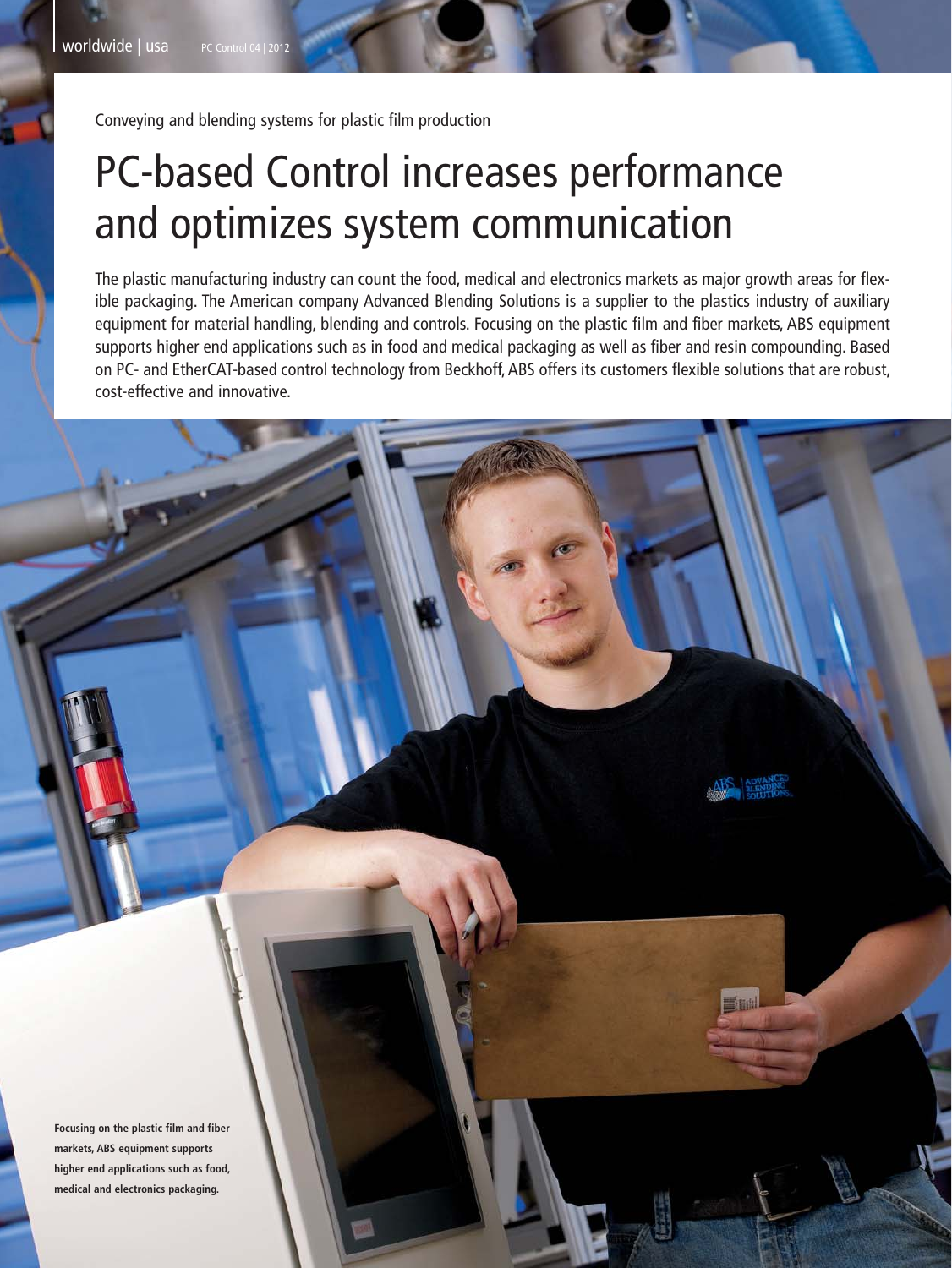Conveying and blending systems for plastic film production

# PC-based Control increases performance and optimizes system communication

The plastic manufacturing industry can count the food, medical and electronics markets as major growth areas for flexible packaging. The American company Advanced Blending Solutions is a supplier to the plastics industry of auxiliary equipment for material handling, blending and controls. Focusing on the plastic film and fiber markets, ABS equipment supports higher end applications such as in food and medical packaging as well as fiber and resin compounding. Based on PC- and EtherCAT-based control technology from Beckhoff, ABS offers its customers flexible solutions that are robust, cost-effective and innovative.

**Focusing on the plastic film and fiber markets, ABS equipment supports higher end applications such as food, medical and electronics packaging.**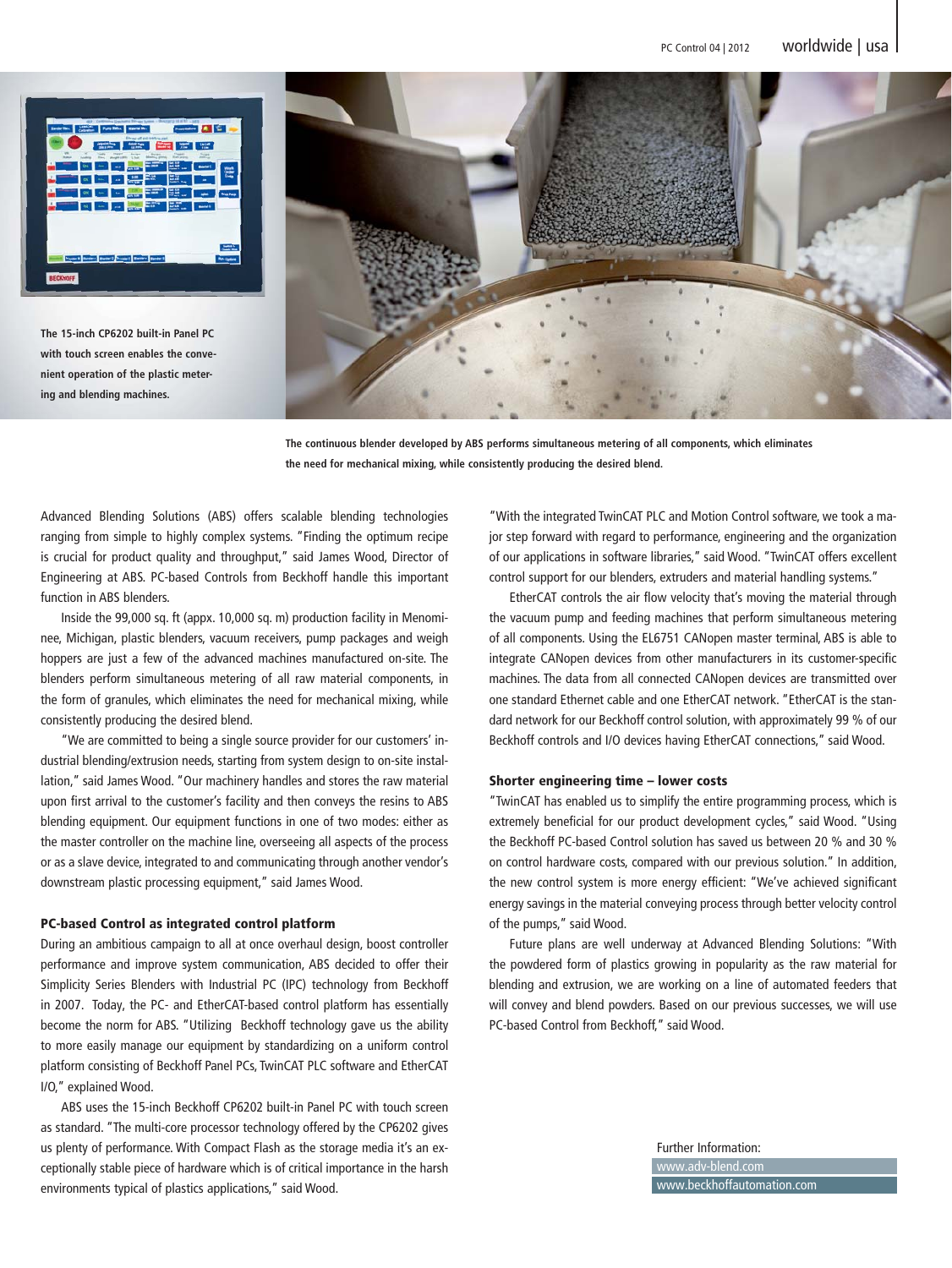The 15-inch CP6202 built-in Panel PC with touch screen enables the convenient operation of the plastic metering and blending machines.

The continuous blender developed by ABS performs simultaneous metering of all components, which eliminates the need for mechanical mixing, while consistently producing the desired blend.

Advanced Blending Solutions (ABS) offers scalable blending technologies ranging from simple to highly complex systems. "Finding the optimum recipe is crucial for product quality and throughput," said James Wood, Director of Engineering at ABS. PC-based Controls from Beckhoff handle this important function in ABS blenders.

Inside the 99,000 sq. ft (appx. 10,000 sq. m) production facility in Menominee, Michigan, plastic blenders, vacuum receivers, pump packages and weigh hoppers are just a few of the advanced machines manufactured on-site. The blenders perform simultaneous metering of all raw material components, in the form of granules, which eliminates the need for mechanical mixing, while consistently producing the desired blend.

"We are committed to being a single source provider for our customers' industrial blending/extrusion needs, starting from system design to on-site installation," said James Wood. "Our machinery handles and stores the raw material upon first arrival to the customer's facility and then conveys the resins to ABS blending equipment. Our equipment functions in one of two modes: either as the master controller on the machine line, overseeing all aspects of the process or as a slave device, integrated to and communicating through another vendor's downstream plastic processing equipment," said James Wood.

### PC-based Control as integrated control platform

During an ambitious campaign to all at once overhaul design, boost controller performance and improve system communication, ABS decided to offer their Simplicity Series Blenders with Industrial PC (IPC) technology from Beckhoff in 2007. Today, the PC- and EtherCAT-based control platform has essentially become the norm for ABS. "Utilizing Beckhoff technology gave us the ability to more easily manage our equipment by standardizing on a uniform control platform consisting of Beckhoff Panel PCs, TwinCAT PLC software and EtherCAT I/O," explained Wood.

ABS uses the 15-inch Beckhoff CP6202 built-in Panel PC with touch screen as standard. "The multi-core processor technology offered by the CP6202 gives us plenty of performance. With Compact Flash as the storage media it's an exceptionally stable piece of hardware which is of critical importance in the harsh environments typical of plastics applications," said Wood.

"With the integrated TwinCAT PLC and Motion Control software, we took a major step forward with regard to performance, engineering and the organization of our applications in software libraries," said Wood. "TwinCAT offers excellent control support for our blenders, extruders and material handling systems."

EtherCAT controls the air flow velocity that's moving the material through the vacuum pump and feeding machines that perform simultaneous metering of all components. Using the EL6751 CANopen master terminal, ABS is able to integrate CANopen devices from other manufacturers in its customer-specific machines. The data from all connected CANopen devices are transmitted over one standard Ethernet cable and one EtherCAT network. "EtherCAT is the standard network for our Beckhoff control solution, with approximately 99 % of our Beckhoff controls and I/O devices having EtherCAT connections," said Wood.

### Shorter engineering time – lower costs

"TwinCAT has enabled us to simplify the entire programming process, which is extremely beneficial for our product development cycles," said Wood. "Using the Beckhoff PC-based Control solution has saved us between 20 % and 30 % on control hardware costs, compared with our previous solution." In addition, the new control system is more energy efficient: "We've achieved significant energy savings in the material conveying process through better velocity control of the pumps," said Wood.

Future plans are well underway at Advanced Blending Solutions: "With the powdered form of plastics growing in popularity as the raw material for blending and extrusion, we are working on a line of automated feeders that will convey and blend powders. Based on our previous successes, we will use PC-based Control from Beckhoff," said Wood.

Further Information:
www.adv-blend.com
www.beckhoffautomation.com